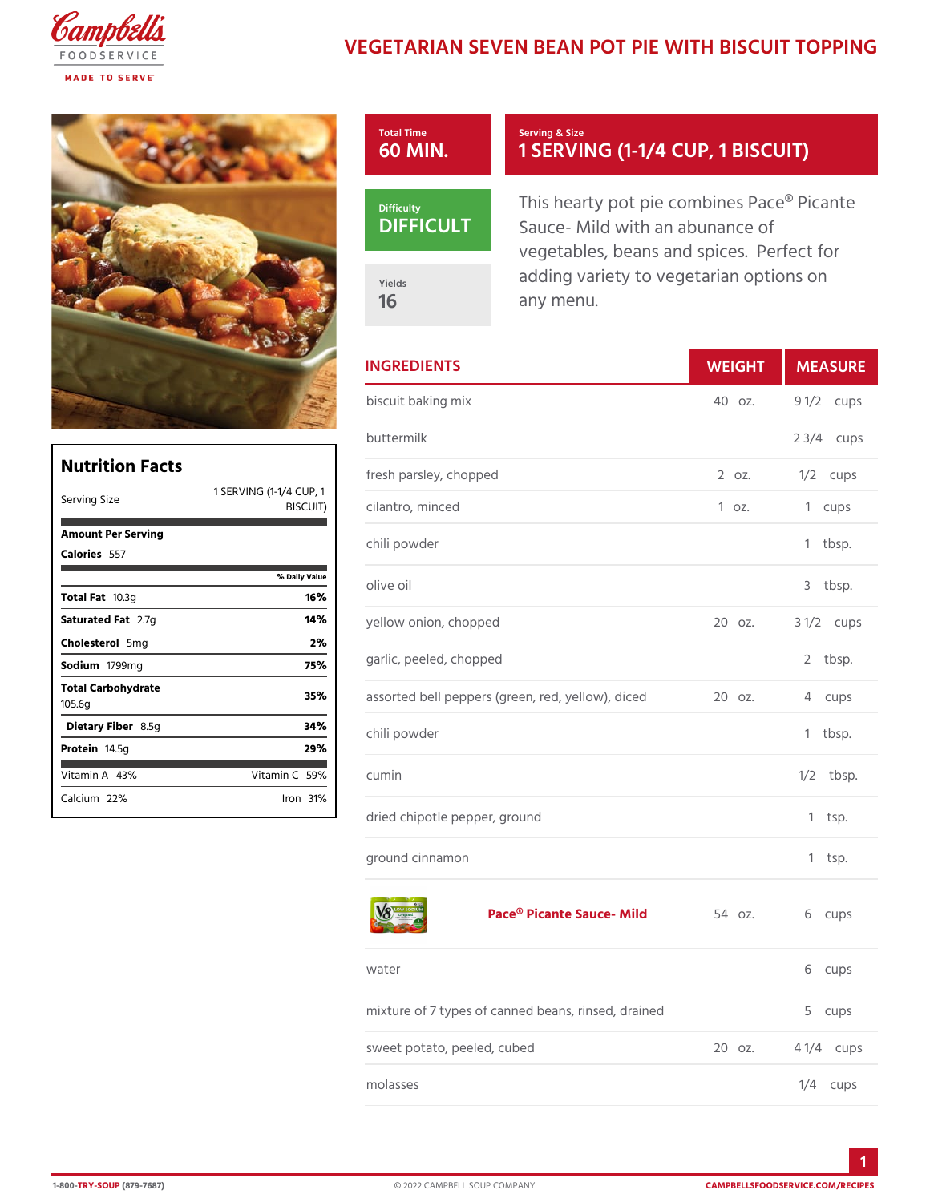# VEGETARIAN SEVEN BEAN POT PIE WITH BISCUIT TOPPING

**Total Time**
60 MIN.

**Serving & Size**
1 SERVING (1-1/4 CUP, 1 BISCUIT)

**Difficulty**
DIFFICULT

**Yields**
16

This hearty pot pie combines Pace® Picante Sauce- Mild with an abunance of vegetables, beans and spices. Perfect for adding variety to vegetarian options on any menu.

## Nutrition Facts

| Serving Size | 1 SERVING (1-1/4 CUP, 1 BISCUIT) |
|---|---|
| **Amount Per Serving** | |
| **Calories** 557 | |
| | % Daily Value |
| **Total Fat** 10.3g | 16% |
| **Saturated Fat** 2.7g | 14% |
| **Cholesterol** 5mg | 2% |
| **Sodium** 1799mg | 75% |
| **Total Carbohydrate** 105.6g | 35% |
| **Dietary Fiber** 8.5g | 34% |
| **Protein** 14.5g | 29% |
| Vitamin A 43% | Vitamin C 59% |
| Calcium 22% | Iron 31% |

## INGREDIENTS

| INGREDIENTS | WEIGHT | MEASURE |
|---|---|---|
| biscuit baking mix | 40 oz. | 9 1/2 cups |
| buttermilk | | 2 3/4 cups |
| fresh parsley, chopped | 2 oz. | 1/2 cups |
| cilantro, minced | 1 oz. | 1 cups |
| chili powder | | 1 tbsp. |
| olive oil | | 3 tbsp. |
| yellow onion, chopped | 20 oz. | 3 1/2 cups |
| garlic, peeled, chopped | | 2 tbsp. |
| assorted bell peppers (green, red, yellow), diced | 20 oz. | 4 cups |
| chili powder | | 1 tbsp. |
| cumin | | 1/2 tbsp. |
| dried chipotle pepper, ground | | 1 tsp. |
| ground cinnamon | | 1 tsp. |
| Pace® Picante Sauce- Mild | 54 oz. | 6 cups |
| water | | 6 cups |
| mixture of 7 types of canned beans, rinsed, drained | | 5 cups |
| sweet potato, peeled, cubed | 20 oz. | 4 1/4 cups |
| molasses | | 1/4 cups |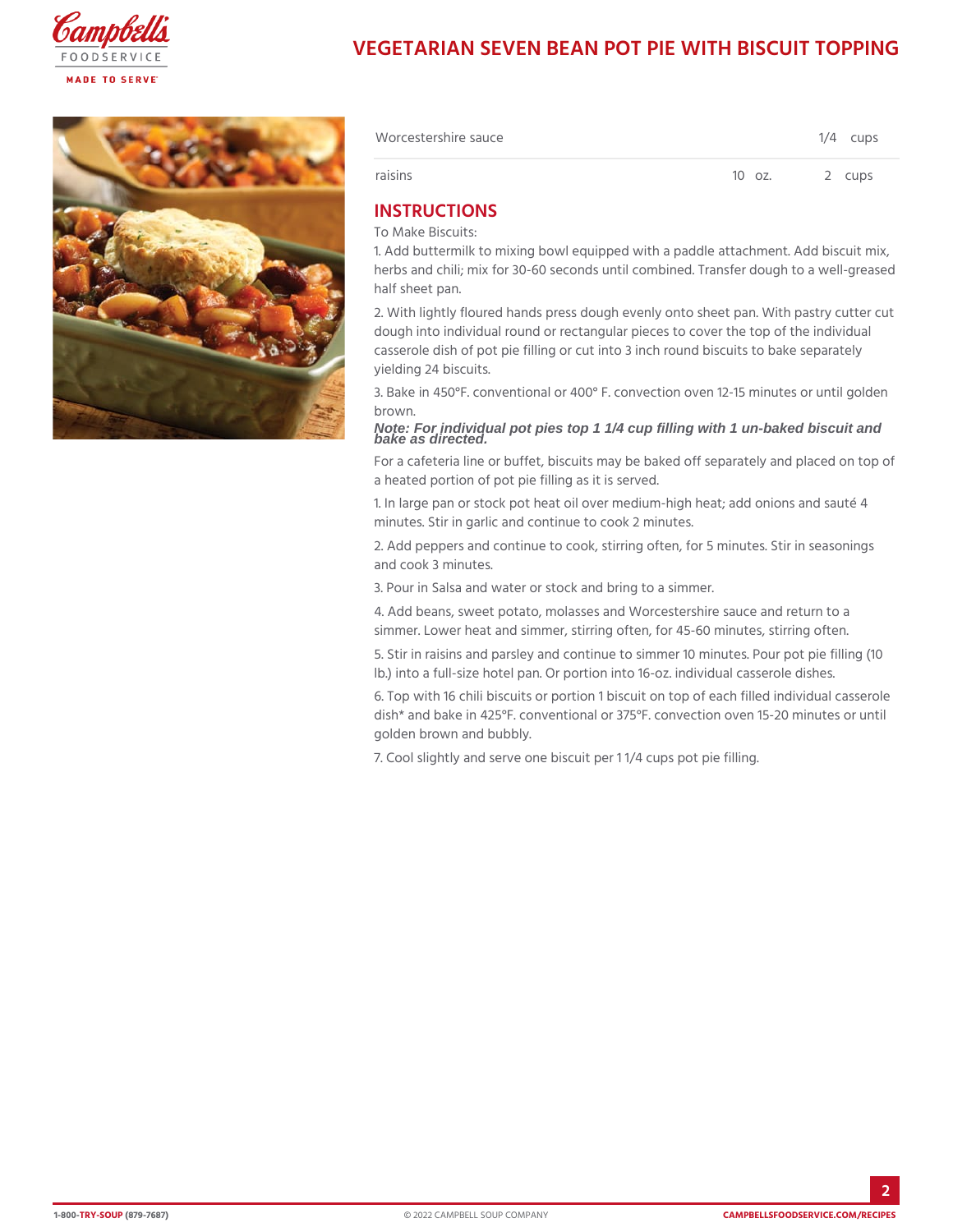| | | | | |
|---|---|---|---|---|
| Worcestershire sauce | | | 1/4 | cups |
| raisins | 10 | oz. | 2 | cups |

## INSTRUCTIONS

To Make Biscuits:

1. Add buttermilk to mixing bowl equipped with a paddle attachment. Add biscuit mix, herbs and chili; mix for 30-60 seconds until combined. Transfer dough to a well-greased half sheet pan.

2. With lightly floured hands press dough evenly onto sheet pan. With pastry cutter cut dough into individual round or rectangular pieces to cover the top of the individual casserole dish of pot pie filling or cut into 3 inch round biscuits to bake separately yielding 24 biscuits.

3. Bake in 450°F. conventional or 400° F. convection oven 12-15 minutes or until golden brown.

***Note: For individual pot pies top 1 1/4 cup filling with 1 un-baked biscuit and bake as directed.***

For a cafeteria line or buffet, biscuits may be baked off separately and placed on top of a heated portion of pot pie filling as it is served.

1. In large pan or stock pot heat oil over medium-high heat; add onions and sauté 4 minutes. Stir in garlic and continue to cook 2 minutes.

2. Add peppers and continue to cook, stirring often, for 5 minutes. Stir in seasonings and cook 3 minutes.

3. Pour in Salsa and water or stock and bring to a simmer.

4. Add beans, sweet potato, molasses and Worcestershire sauce and return to a simmer. Lower heat and simmer, stirring often, for 45-60 minutes, stirring often.

5. Stir in raisins and parsley and continue to simmer 10 minutes. Pour pot pie filling (10 lb.) into a full-size hotel pan. Or portion into 16-oz. individual casserole dishes.

6. Top with 16 chili biscuits or portion 1 biscuit on top of each filled individual casserole dish* and bake in 425°F. conventional or 375°F. convection oven 15-20 minutes or until golden brown and bubbly.

7. Cool slightly and serve one biscuit per 1 1/4 cups pot pie filling.